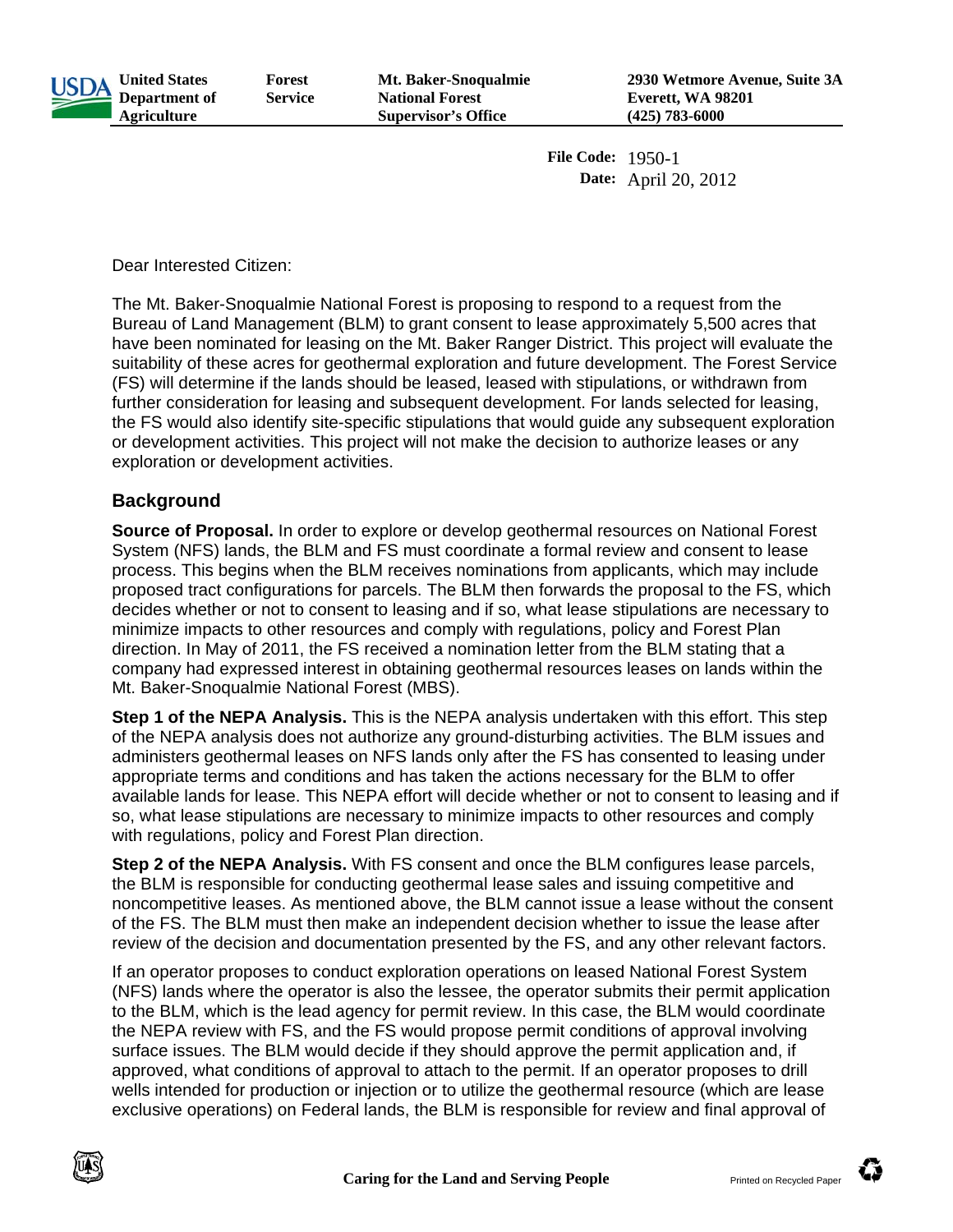United States Department of Agriculture | Forest Service | Mt. Baker-Snoqualmie National Forest Supervisor's Office | 2930 Wetmore Avenue, Suite 3A Everett, WA 98201 (425) 783-6000

**File Code:** 1950-1
**Date:** April 20, 2012

Dear Interested Citizen:

The Mt. Baker-Snoqualmie National Forest is proposing to respond to a request from the Bureau of Land Management (BLM) to grant consent to lease approximately 5,500 acres that have been nominated for leasing on the Mt. Baker Ranger District. This project will evaluate the suitability of these acres for geothermal exploration and future development. The Forest Service (FS) will determine if the lands should be leased, leased with stipulations, or withdrawn from further consideration for leasing and subsequent development. For lands selected for leasing, the FS would also identify site-specific stipulations that would guide any subsequent exploration or development activities. This project will not make the decision to authorize leases or any exploration or development activities.

## Background

**Source of Proposal.** In order to explore or develop geothermal resources on National Forest System (NFS) lands, the BLM and FS must coordinate a formal review and consent to lease process. This begins when the BLM receives nominations from applicants, which may include proposed tract configurations for parcels. The BLM then forwards the proposal to the FS, which decides whether or not to consent to leasing and if so, what lease stipulations are necessary to minimize impacts to other resources and comply with regulations, policy and Forest Plan direction. In May of 2011, the FS received a nomination letter from the BLM stating that a company had expressed interest in obtaining geothermal resources leases on lands within the Mt. Baker-Snoqualmie National Forest (MBS).

**Step 1 of the NEPA Analysis.** This is the NEPA analysis undertaken with this effort. This step of the NEPA analysis does not authorize any ground-disturbing activities. The BLM issues and administers geothermal leases on NFS lands only after the FS has consented to leasing under appropriate terms and conditions and has taken the actions necessary for the BLM to offer available lands for lease. This NEPA effort will decide whether or not to consent to leasing and if so, what lease stipulations are necessary to minimize impacts to other resources and comply with regulations, policy and Forest Plan direction.

**Step 2 of the NEPA Analysis.** With FS consent and once the BLM configures lease parcels, the BLM is responsible for conducting geothermal lease sales and issuing competitive and noncompetitive leases. As mentioned above, the BLM cannot issue a lease without the consent of the FS. The BLM must then make an independent decision whether to issue the lease after review of the decision and documentation presented by the FS, and any other relevant factors.

If an operator proposes to conduct exploration operations on leased National Forest System (NFS) lands where the operator is also the lessee, the operator submits their permit application to the BLM, which is the lead agency for permit review. In this case, the BLM would coordinate the NEPA review with FS, and the FS would propose permit conditions of approval involving surface issues. The BLM would decide if they should approve the permit application and, if approved, what conditions of approval to attach to the permit. If an operator proposes to drill wells intended for production or injection or to utilize the geothermal resource (which are lease exclusive operations) on Federal lands, the BLM is responsible for review and final approval of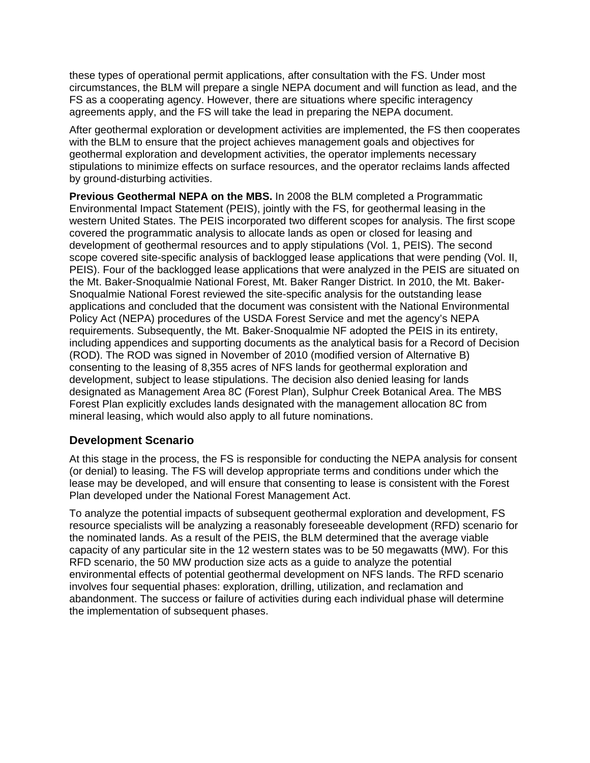these types of operational permit applications, after consultation with the FS. Under most circumstances, the BLM will prepare a single NEPA document and will function as lead, and the FS as a cooperating agency. However, there are situations where specific interagency agreements apply, and the FS will take the lead in preparing the NEPA document.

After geothermal exploration or development activities are implemented, the FS then cooperates with the BLM to ensure that the project achieves management goals and objectives for geothermal exploration and development activities, the operator implements necessary stipulations to minimize effects on surface resources, and the operator reclaims lands affected by ground-disturbing activities.

**Previous Geothermal NEPA on the MBS.** In 2008 the BLM completed a Programmatic Environmental Impact Statement (PEIS), jointly with the FS, for geothermal leasing in the western United States. The PEIS incorporated two different scopes for analysis. The first scope covered the programmatic analysis to allocate lands as open or closed for leasing and development of geothermal resources and to apply stipulations (Vol. 1, PEIS). The second scope covered site-specific analysis of backlogged lease applications that were pending (Vol. II, PEIS). Four of the backlogged lease applications that were analyzed in the PEIS are situated on the Mt. Baker-Snoqualmie National Forest, Mt. Baker Ranger District. In 2010, the Mt. Baker-Snoqualmie National Forest reviewed the site-specific analysis for the outstanding lease applications and concluded that the document was consistent with the National Environmental Policy Act (NEPA) procedures of the USDA Forest Service and met the agency's NEPA requirements. Subsequently, the Mt. Baker-Snoqualmie NF adopted the PEIS in its entirety, including appendices and supporting documents as the analytical basis for a Record of Decision (ROD). The ROD was signed in November of 2010 (modified version of Alternative B) consenting to the leasing of 8,355 acres of NFS lands for geothermal exploration and development, subject to lease stipulations. The decision also denied leasing for lands designated as Management Area 8C (Forest Plan), Sulphur Creek Botanical Area. The MBS Forest Plan explicitly excludes lands designated with the management allocation 8C from mineral leasing, which would also apply to all future nominations.

## Development Scenario

At this stage in the process, the FS is responsible for conducting the NEPA analysis for consent (or denial) to leasing. The FS will develop appropriate terms and conditions under which the lease may be developed, and will ensure that consenting to lease is consistent with the Forest Plan developed under the National Forest Management Act.

To analyze the potential impacts of subsequent geothermal exploration and development, FS resource specialists will be analyzing a reasonably foreseeable development (RFD) scenario for the nominated lands. As a result of the PEIS, the BLM determined that the average viable capacity of any particular site in the 12 western states was to be 50 megawatts (MW). For this RFD scenario, the 50 MW production size acts as a guide to analyze the potential environmental effects of potential geothermal development on NFS lands. The RFD scenario involves four sequential phases: exploration, drilling, utilization, and reclamation and abandonment. The success or failure of activities during each individual phase will determine the implementation of subsequent phases.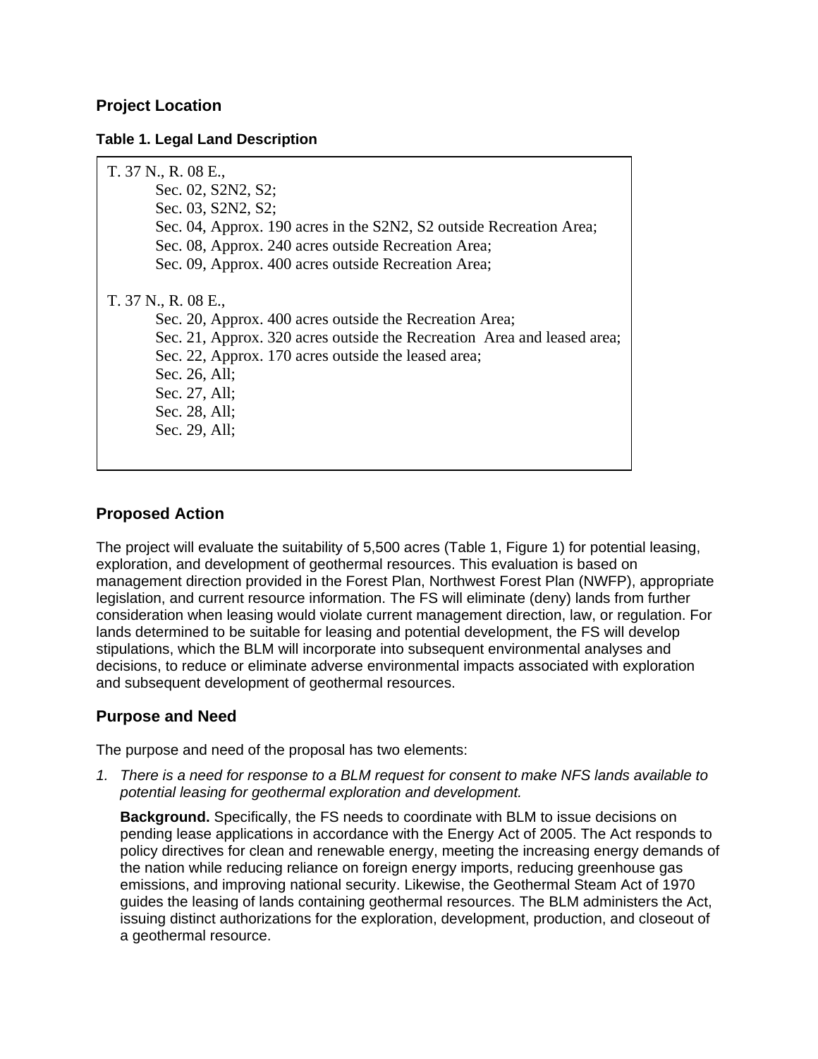## Project Location

**Table 1. Legal Land Description**

T. 37 N., R. 08 E.,
- Sec. 02, S2N2, S2;
- Sec. 03, S2N2, S2;
- Sec. 04, Approx. 190 acres in the S2N2, S2 outside Recreation Area;
- Sec. 08, Approx. 240 acres outside Recreation Area;
- Sec. 09, Approx. 400 acres outside Recreation Area;

T. 37 N., R. 08 E.,
- Sec. 20, Approx. 400 acres outside the Recreation Area;
- Sec. 21, Approx. 320 acres outside the Recreation Area and leased area;
- Sec. 22, Approx. 170 acres outside the leased area;
- Sec. 26, All;
- Sec. 27, All;
- Sec. 28, All;
- Sec. 29, All;

## Proposed Action

The project will evaluate the suitability of 5,500 acres (Table 1, Figure 1) for potential leasing, exploration, and development of geothermal resources. This evaluation is based on management direction provided in the Forest Plan, Northwest Forest Plan (NWFP), appropriate legislation, and current resource information. The FS will eliminate (deny) lands from further consideration when leasing would violate current management direction, law, or regulation. For lands determined to be suitable for leasing and potential development, the FS will develop stipulations, which the BLM will incorporate into subsequent environmental analyses and decisions, to reduce or eliminate adverse environmental impacts associated with exploration and subsequent development of geothermal resources.

## Purpose and Need

The purpose and need of the proposal has two elements:

1. *There is a need for response to a BLM request for consent to make NFS lands available to potential leasing for geothermal exploration and development.*

   **Background.** Specifically, the FS needs to coordinate with BLM to issue decisions on pending lease applications in accordance with the Energy Act of 2005. The Act responds to policy directives for clean and renewable energy, meeting the increasing energy demands of the nation while reducing reliance on foreign energy imports, reducing greenhouse gas emissions, and improving national security. Likewise, the Geothermal Steam Act of 1970 guides the leasing of lands containing geothermal resources. The BLM administers the Act, issuing distinct authorizations for the exploration, development, production, and closeout of a geothermal resource.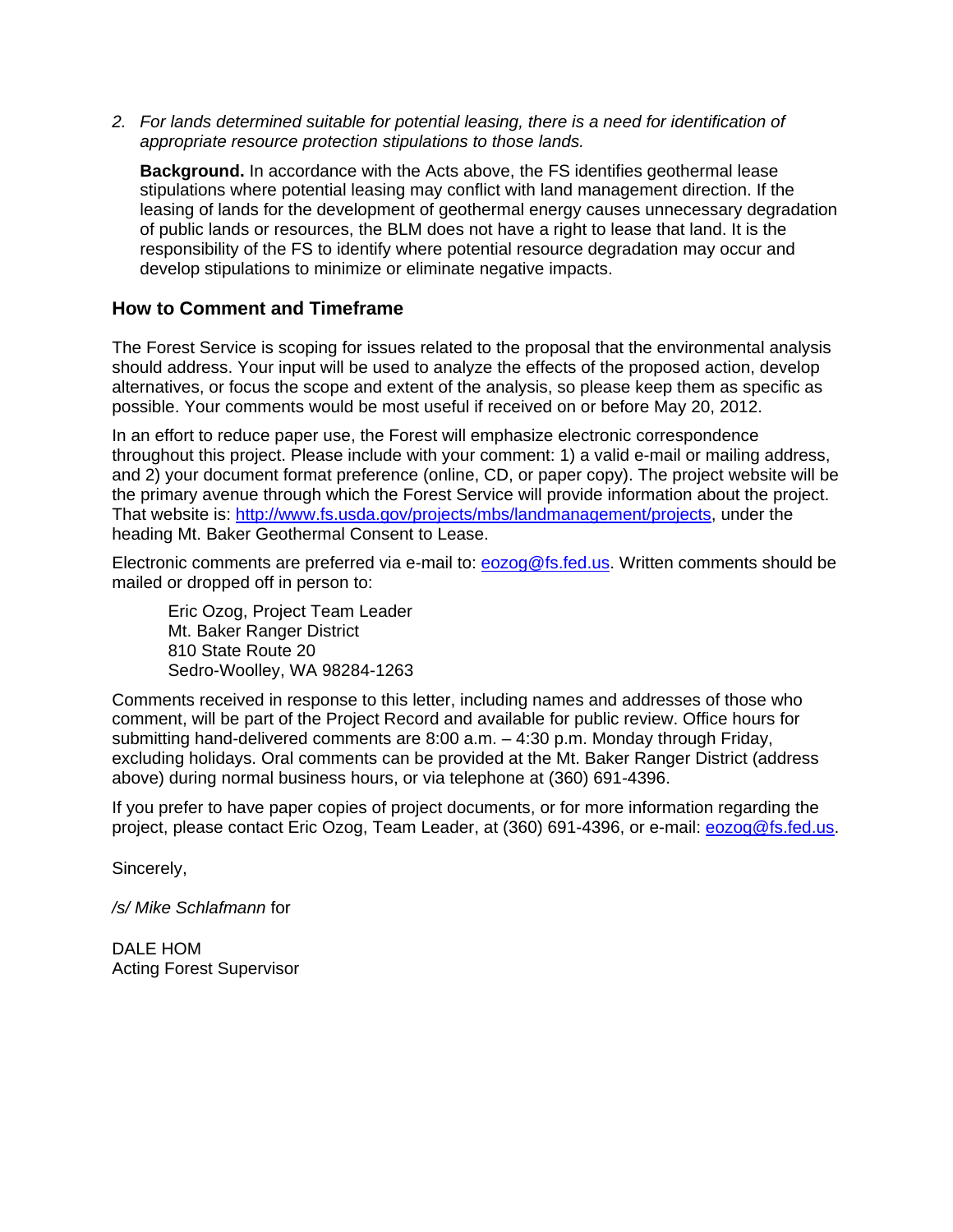2. *For lands determined suitable for potential leasing, there is a need for identification of appropriate resource protection stipulations to those lands.*

   **Background.** In accordance with the Acts above, the FS identifies geothermal lease stipulations where potential leasing may conflict with land management direction. If the leasing of lands for the development of geothermal energy causes unnecessary degradation of public lands or resources, the BLM does not have a right to lease that land. It is the responsibility of the FS to identify where potential resource degradation may occur and develop stipulations to minimize or eliminate negative impacts.

### How to Comment and Timeframe

The Forest Service is scoping for issues related to the proposal that the environmental analysis should address. Your input will be used to analyze the effects of the proposed action, develop alternatives, or focus the scope and extent of the analysis, so please keep them as specific as possible. Your comments would be most useful if received on or before May 20, 2012.

In an effort to reduce paper use, the Forest will emphasize electronic correspondence throughout this project. Please include with your comment: 1) a valid e-mail or mailing address, and 2) your document format preference (online, CD, or paper copy). The project website will be the primary avenue through which the Forest Service will provide information about the project. That website is: http://www.fs.usda.gov/projects/mbs/landmanagement/projects, under the heading Mt. Baker Geothermal Consent to Lease.

Electronic comments are preferred via e-mail to: eozog@fs.fed.us. Written comments should be mailed or dropped off in person to:

> Eric Ozog, Project Team Leader
> Mt. Baker Ranger District
> 810 State Route 20
> Sedro-Woolley, WA 98284-1263

Comments received in response to this letter, including names and addresses of those who comment, will be part of the Project Record and available for public review. Office hours for submitting hand-delivered comments are 8:00 a.m. – 4:30 p.m. Monday through Friday, excluding holidays. Oral comments can be provided at the Mt. Baker Ranger District (address above) during normal business hours, or via telephone at (360) 691-4396.

If you prefer to have paper copies of project documents, or for more information regarding the project, please contact Eric Ozog, Team Leader, at (360) 691-4396, or e-mail: eozog@fs.fed.us.

Sincerely,

*/s/ Mike Schlafmann* for

DALE HOM
Acting Forest Supervisor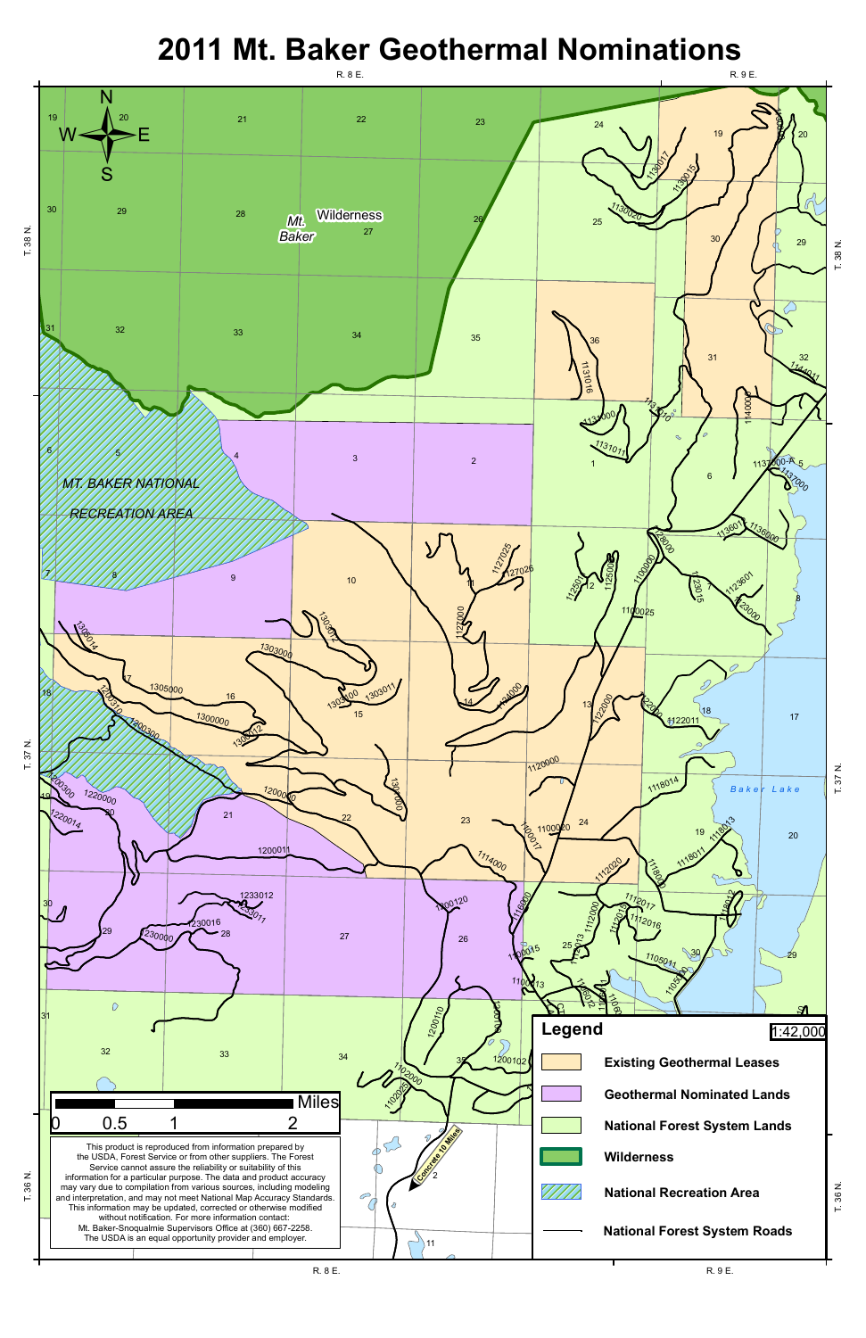# 2011 Mt. Baker Geothermal Nominations

1:42,000

Miles

0 0.5 1 2

This product is reproduced from information prepared by the USDA, Forest Service or from other suppliers. The Forest Service cannot assure the reliability or suitability of this information for a particular purpose. The data and product accuracy may vary due to compilation from various sources, including modeling and interpretation, and may not meet National Map Accuracy Standards. This information may be updated, corrected or otherwise modified without notification. For more information contact: Mt. Baker-Snoqualmie Supervisors Office at (360) 667-2258. The USDA is an equal opportunity provider and employer.

## Legend

- Existing Geothermal Leases
- Geothermal Nominated Lands
- National Forest System Lands
- Wilderness
- National Recreation Area
- National Forest System Roads